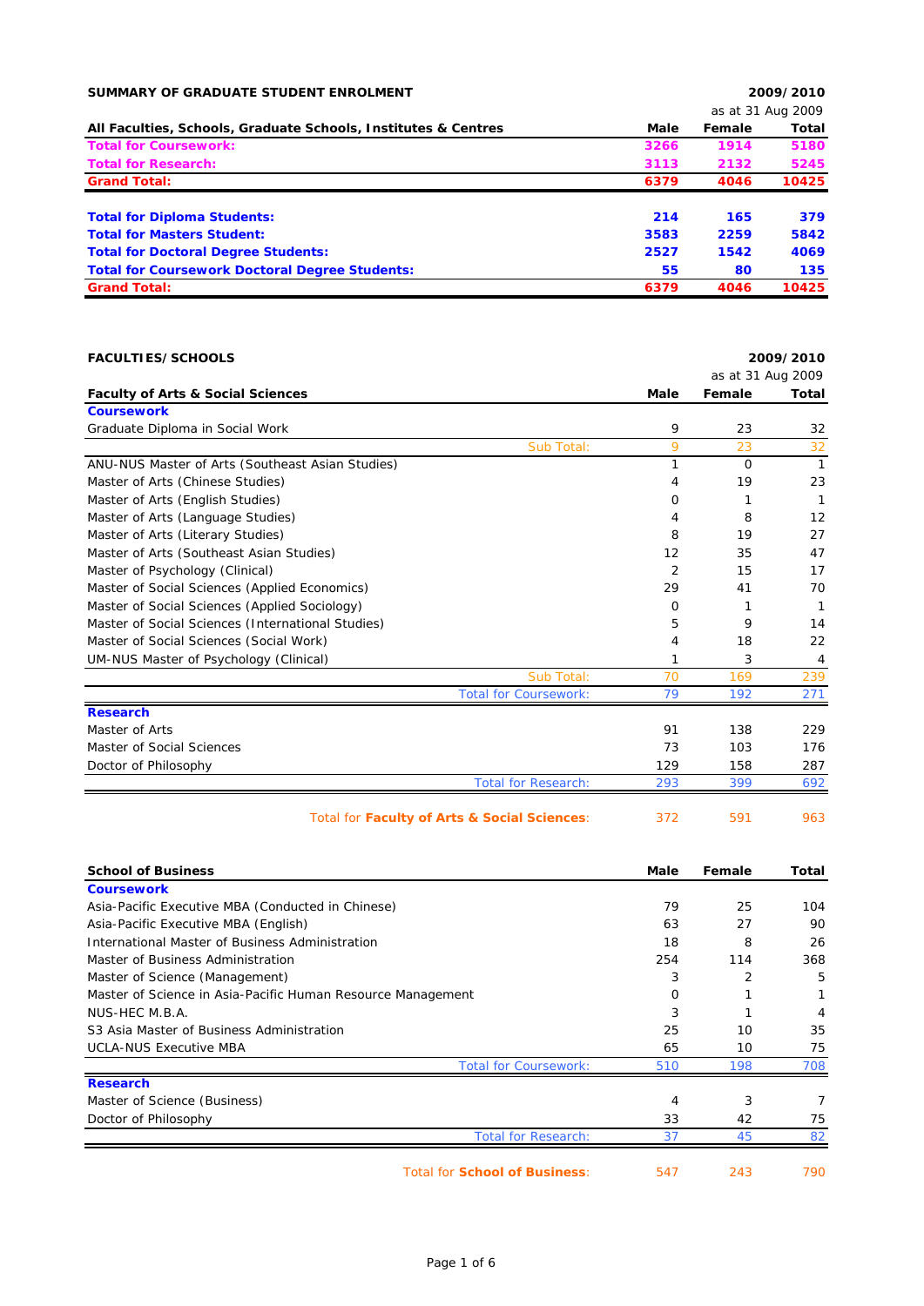## SUMMARY OF GRADUATE STUDENT ENROLMENT

**2009/2010**

as at 31 Aug 2009

| All Faculties, Schools, Graduate Schools, Institutes & Centres | Male | Female | Total |
|---|---|---|---|
| **Total for Coursework:** | **3266** | **1914** | **5180** |
| **Total for Research:** | **3113** | **2132** | **5245** |
| **Grand Total:** | **6379** | **4046** | **10425** |
| | | | |
| **Total for Diploma Students:** | **214** | **165** | **379** |
| **Total for Masters Student:** | **3583** | **2259** | **5842** |
| **Total for Doctoral Degree Students:** | **2527** | **1542** | **4069** |
| **Total for Coursework Doctoral Degree Students:** | **55** | **80** | **135** |
| **Grand Total:** | **6379** | **4046** | **10425** |

## FACULTIES/SCHOOLS

**2009/2010**

as at 31 Aug 2009

| Faculty of Arts & Social Sciences | Male | Female | Total |
|---|---|---|---|
| **Coursework** | | | |
| Graduate Diploma in Social Work | 9 | 23 | 32 |
| Sub Total: | 9 | 23 | 32 |
| ANU-NUS Master of Arts (Southeast Asian Studies) | 1 | 0 | 1 |
| Master of Arts (Chinese Studies) | 4 | 19 | 23 |
| Master of Arts (English Studies) | 0 | 1 | 1 |
| Master of Arts (Language Studies) | 4 | 8 | 12 |
| Master of Arts (Literary Studies) | 8 | 19 | 27 |
| Master of Arts (Southeast Asian Studies) | 12 | 35 | 47 |
| Master of Psychology (Clinical) | 2 | 15 | 17 |
| Master of Social Sciences (Applied Economics) | 29 | 41 | 70 |
| Master of Social Sciences (Applied Sociology) | 0 | 1 | 1 |
| Master of Social Sciences (International Studies) | 5 | 9 | 14 |
| Master of Social Sciences (Social Work) | 4 | 18 | 22 |
| UM-NUS Master of Psychology (Clinical) | 1 | 3 | 4 |
| Sub Total: | 70 | 169 | 239 |
| Total for Coursework: | 79 | 192 | 271 |
| **Research** | | | |
| Master of Arts | 91 | 138 | 229 |
| Master of Social Sciences | 73 | 103 | 176 |
| Doctor of Philosophy | 129 | 158 | 287 |
| Total for Research: | 293 | 399 | 692 |
| Total for **Faculty of Arts & Social Sciences**: | 372 | 591 | 963 |

| School of Business | Male | Female | Total |
|---|---|---|---|
| **Coursework** | | | |
| Asia-Pacific Executive MBA (Conducted in Chinese) | 79 | 25 | 104 |
| Asia-Pacific Executive MBA (English) | 63 | 27 | 90 |
| International Master of Business Administration | 18 | 8 | 26 |
| Master of Business Administration | 254 | 114 | 368 |
| Master of Science (Management) | 3 | 2 | 5 |
| Master of Science in Asia-Pacific Human Resource Management | 0 | 1 | 1 |
| NUS-HEC M.B.A. | 3 | 1 | 4 |
| S3 Asia Master of Business Administration | 25 | 10 | 35 |
| UCLA-NUS Executive MBA | 65 | 10 | 75 |
| Total for Coursework: | 510 | 198 | 708 |
| **Research** | | | |
| Master of Science (Business) | 4 | 3 | 7 |
| Doctor of Philosophy | 33 | 42 | 75 |
| Total for Research: | 37 | 45 | 82 |
| Total for **School of Business**: | 547 | 243 | 790 |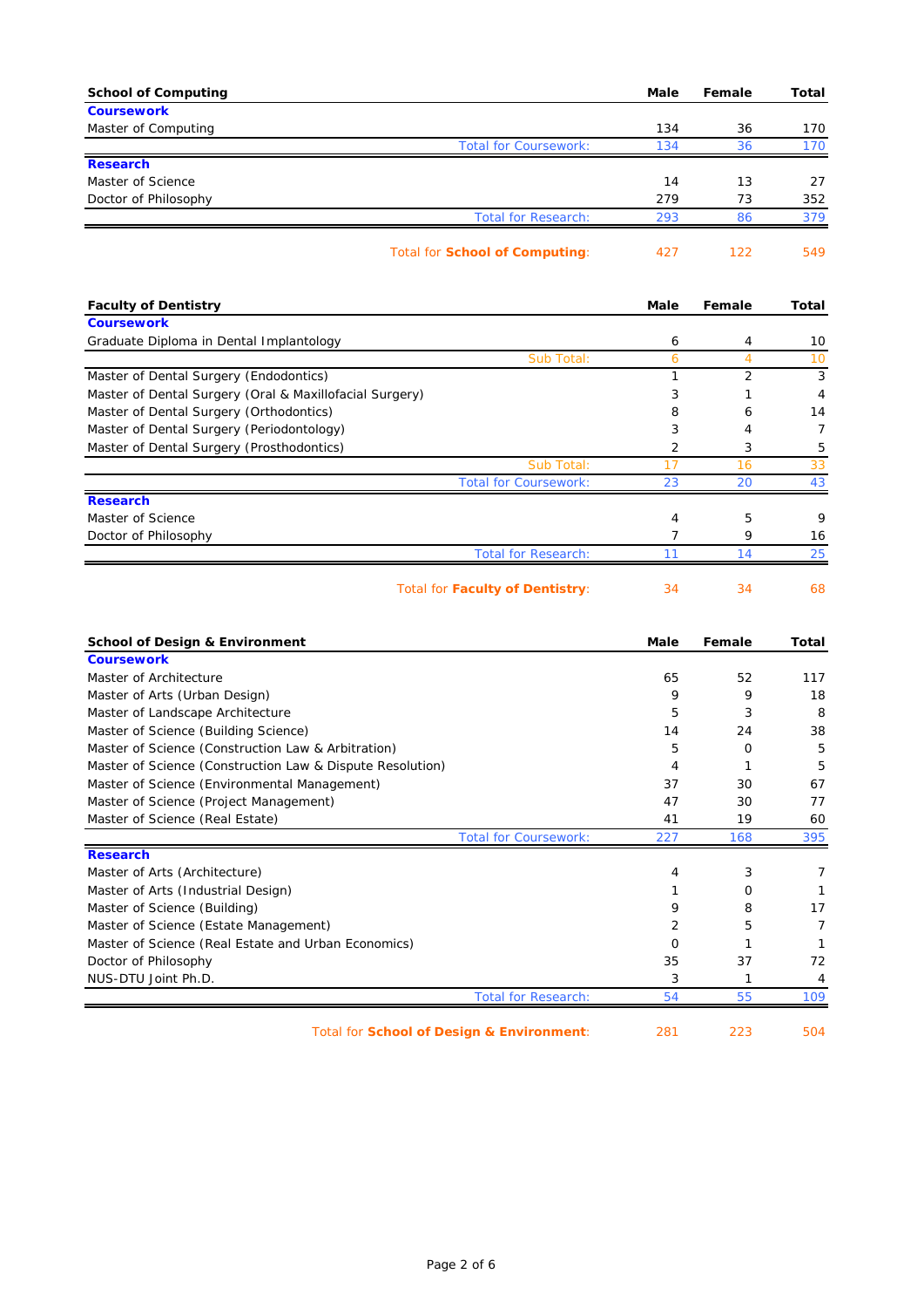| School of Computing | Male | Female | Total |
|---|---|---|---|
| **Coursework** | | | |
| Master of Computing | 134 | 36 | 170 |
| Total for Coursework: | 134 | 36 | 170 |
| **Research** | | | |
| Master of Science | 14 | 13 | 27 |
| Doctor of Philosophy | 279 | 73 | 352 |
| Total for Research: | 293 | 86 | 379 |
| Total for **School of Computing**: | 427 | 122 | 549 |

| Faculty of Dentistry | Male | Female | Total |
|---|---|---|---|
| **Coursework** | | | |
| Graduate Diploma in Dental Implantology | 6 | 4 | 10 |
| Sub Total: | 6 | 4 | 10 |
| Master of Dental Surgery (Endodontics) | 1 | 2 | 3 |
| Master of Dental Surgery (Oral & Maxillofacial Surgery) | 3 | 1 | 4 |
| Master of Dental Surgery (Orthodontics) | 8 | 6 | 14 |
| Master of Dental Surgery (Periodontology) | 3 | 4 | 7 |
| Master of Dental Surgery (Prosthodontics) | 2 | 3 | 5 |
| Sub Total: | 17 | 16 | 33 |
| Total for Coursework: | 23 | 20 | 43 |
| **Research** | | | |
| Master of Science | 4 | 5 | 9 |
| Doctor of Philosophy | 7 | 9 | 16 |
| Total for Research: | 11 | 14 | 25 |
| Total for **Faculty of Dentistry**: | 34 | 34 | 68 |

| School of Design & Environment | Male | Female | Total |
|---|---|---|---|
| **Coursework** | | | |
| Master of Architecture | 65 | 52 | 117 |
| Master of Arts (Urban Design) | 9 | 9 | 18 |
| Master of Landscape Architecture | 5 | 3 | 8 |
| Master of Science (Building Science) | 14 | 24 | 38 |
| Master of Science (Construction Law & Arbitration) | 5 | 0 | 5 |
| Master of Science (Construction Law & Dispute Resolution) | 4 | 1 | 5 |
| Master of Science (Environmental Management) | 37 | 30 | 67 |
| Master of Science (Project Management) | 47 | 30 | 77 |
| Master of Science (Real Estate) | 41 | 19 | 60 |
| Total for Coursework: | 227 | 168 | 395 |
| **Research** | | | |
| Master of Arts (Architecture) | 4 | 3 | 7 |
| Master of Arts (Industrial Design) | 1 | 0 | 1 |
| Master of Science (Building) | 9 | 8 | 17 |
| Master of Science (Estate Management) | 2 | 5 | 7 |
| Master of Science (Real Estate and Urban Economics) | 0 | 1 | 1 |
| Doctor of Philosophy | 35 | 37 | 72 |
| NUS-DTU Joint Ph.D. | 3 | 1 | 4 |
| Total for Research: | 54 | 55 | 109 |
| Total for **School of Design & Environment**: | 281 | 223 | 504 |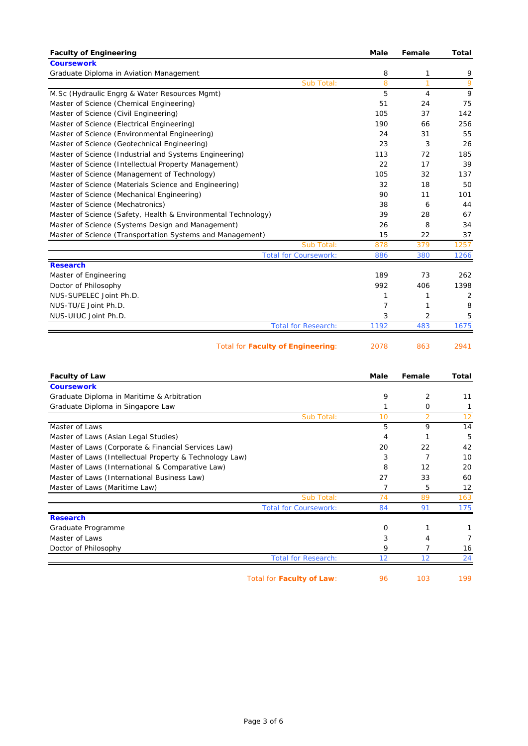| Faculty of Engineering | Male | Female | Total |
|---|---|---|---|
| **Coursework** | | | |
| Graduate Diploma in Aviation Management | 8 | 1 | 9 |
| Sub Total: | 8 | 1 | 9 |
| M.Sc (Hydraulic Engrg & Water Resources Mgmt) | 5 | 4 | 9 |
| Master of Science (Chemical Engineering) | 51 | 24 | 75 |
| Master of Science (Civil Engineering) | 105 | 37 | 142 |
| Master of Science (Electrical Engineering) | 190 | 66 | 256 |
| Master of Science (Environmental Engineering) | 24 | 31 | 55 |
| Master of Science (Geotechnical Engineering) | 23 | 3 | 26 |
| Master of Science (Industrial and Systems Engineering) | 113 | 72 | 185 |
| Master of Science (Intellectual Property Management) | 22 | 17 | 39 |
| Master of Science (Management of Technology) | 105 | 32 | 137 |
| Master of Science (Materials Science and Engineering) | 32 | 18 | 50 |
| Master of Science (Mechanical Engineering) | 90 | 11 | 101 |
| Master of Science (Mechatronics) | 38 | 6 | 44 |
| Master of Science (Safety, Health & Environmental Technology) | 39 | 28 | 67 |
| Master of Science (Systems Design and Management) | 26 | 8 | 34 |
| Master of Science (Transportation Systems and Management) | 15 | 22 | 37 |
| Sub Total: | 878 | 379 | 1257 |
| Total for Coursework: | 886 | 380 | 1266 |
| **Research** | | | |
| Master of Engineering | 189 | 73 | 262 |
| Doctor of Philosophy | 992 | 406 | 1398 |
| NUS-SUPELEC Joint Ph.D. | 1 | 1 | 2 |
| NUS-TU/E Joint Ph.D. | 7 | 1 | 8 |
| NUS-UIUC Joint Ph.D. | 3 | 2 | 5 |
| Total for Research: | 1192 | 483 | 1675 |
| Total for **Faculty of Engineering**: | 2078 | 863 | 2941 |

| Faculty of Law | Male | Female | Total |
|---|---|---|---|
| **Coursework** | | | |
| Graduate Diploma in Maritime & Arbitration | 9 | 2 | 11 |
| Graduate Diploma in Singapore Law | 1 | 0 | 1 |
| Sub Total: | 10 | 2 | 12 |
| Master of Laws | 5 | 9 | 14 |
| Master of Laws (Asian Legal Studies) | 4 | 1 | 5 |
| Master of Laws (Corporate & Financial Services Law) | 20 | 22 | 42 |
| Master of Laws (Intellectual Property & Technology Law) | 3 | 7 | 10 |
| Master of Laws (International & Comparative Law) | 8 | 12 | 20 |
| Master of Laws (International Business Law) | 27 | 33 | 60 |
| Master of Laws (Maritime Law) | 7 | 5 | 12 |
| Sub Total: | 74 | 89 | 163 |
| Total for Coursework: | 84 | 91 | 175 |
| **Research** | | | |
| Graduate Programme | 0 | 1 | 1 |
| Master of Laws | 3 | 4 | 7 |
| Doctor of Philosophy | 9 | 7 | 16 |
| Total for Research: | 12 | 12 | 24 |
| Total for **Faculty of Law**: | 96 | 103 | 199 |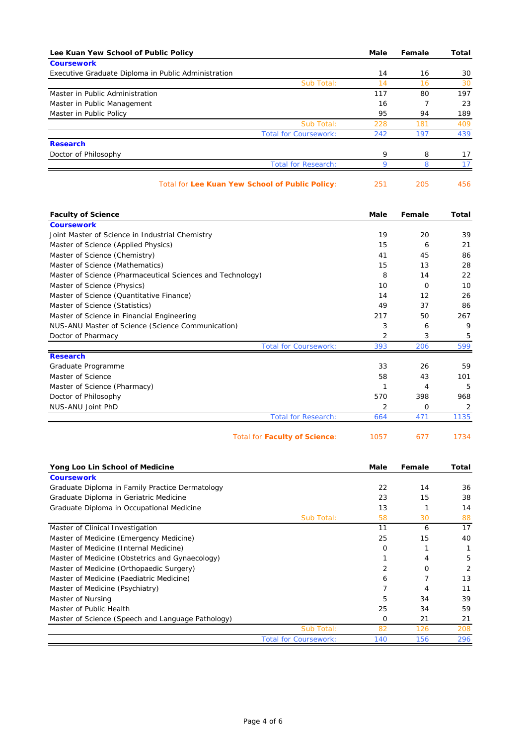| Lee Kuan Yew School of Public Policy | Male | Female | Total |
|---|---|---|---|
| **Coursework** | | | |
| Executive Graduate Diploma in Public Administration | 14 | 16 | 30 |
| Sub Total: | 14 | 16 | 30 |
| Master in Public Administration | 117 | 80 | 197 |
| Master in Public Management | 16 | 7 | 23 |
| Master in Public Policy | 95 | 94 | 189 |
| Sub Total: | 228 | 181 | 409 |
| Total for Coursework: | 242 | 197 | 439 |
| **Research** | | | |
| Doctor of Philosophy | 9 | 8 | 17 |
| Total for Research: | 9 | 8 | 17 |
| Total for **Lee Kuan Yew School of Public Policy**: | 251 | 205 | 456 |

| Faculty of Science | Male | Female | Total |
|---|---|---|---|
| **Coursework** | | | |
| Joint Master of Science in Industrial Chemistry | 19 | 20 | 39 |
| Master of Science (Applied Physics) | 15 | 6 | 21 |
| Master of Science (Chemistry) | 41 | 45 | 86 |
| Master of Science (Mathematics) | 15 | 13 | 28 |
| Master of Science (Pharmaceutical Sciences and Technology) | 8 | 14 | 22 |
| Master of Science (Physics) | 10 | 0 | 10 |
| Master of Science (Quantitative Finance) | 14 | 12 | 26 |
| Master of Science (Statistics) | 49 | 37 | 86 |
| Master of Science in Financial Engineering | 217 | 50 | 267 |
| NUS-ANU Master of Science (Science Communication) | 3 | 6 | 9 |
| Doctor of Pharmacy | 2 | 3 | 5 |
| Total for Coursework: | 393 | 206 | 599 |
| **Research** | | | |
| Graduate Programme | 33 | 26 | 59 |
| Master of Science | 58 | 43 | 101 |
| Master of Science (Pharmacy) | 1 | 4 | 5 |
| Doctor of Philosophy | 570 | 398 | 968 |
| NUS-ANU Joint PhD | 2 | 0 | 2 |
| Total for Research: | 664 | 471 | 1135 |
| Total for **Faculty of Science**: | 1057 | 677 | 1734 |

| Yong Loo Lin School of Medicine | Male | Female | Total |
|---|---|---|---|
| **Coursework** | | | |
| Graduate Diploma in Family Practice Dermatology | 22 | 14 | 36 |
| Graduate Diploma in Geriatric Medicine | 23 | 15 | 38 |
| Graduate Diploma in Occupational Medicine | 13 | 1 | 14 |
| Sub Total: | 58 | 30 | 88 |
| Master of Clinical Investigation | 11 | 6 | 17 |
| Master of Medicine (Emergency Medicine) | 25 | 15 | 40 |
| Master of Medicine (Internal Medicine) | 0 | 1 | 1 |
| Master of Medicine (Obstetrics and Gynaecology) | 1 | 4 | 5 |
| Master of Medicine (Orthopaedic Surgery) | 2 | 0 | 2 |
| Master of Medicine (Paediatric Medicine) | 6 | 7 | 13 |
| Master of Medicine (Psychiatry) | 7 | 4 | 11 |
| Master of Nursing | 5 | 34 | 39 |
| Master of Public Health | 25 | 34 | 59 |
| Master of Science (Speech and Language Pathology) | 0 | 21 | 21 |
| Sub Total: | 82 | 126 | 208 |
| Total for Coursework: | 140 | 156 | 296 |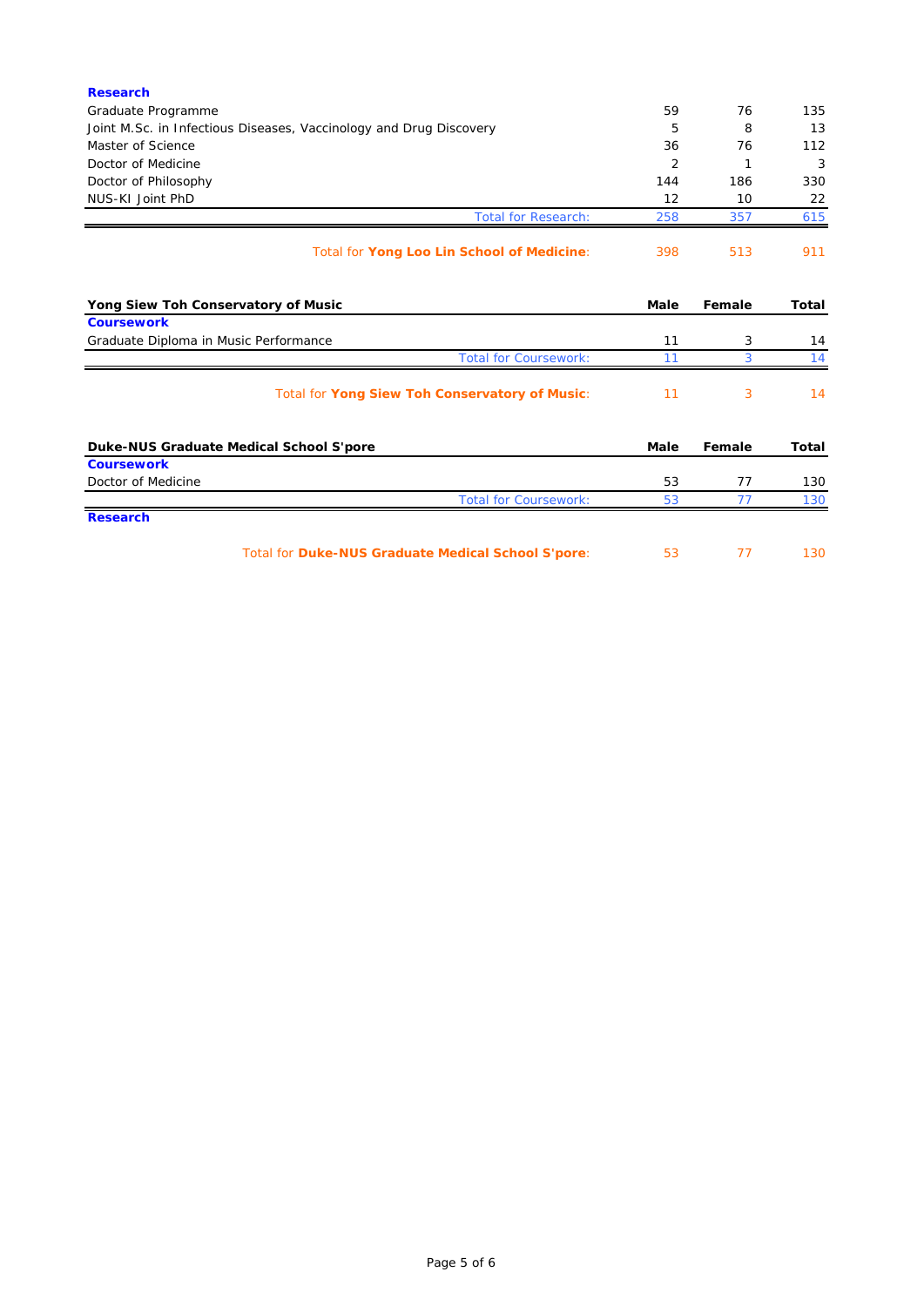| | Male | Female | Total |
|---|---|---|---|
| **Research** | | | |
| Graduate Programme | 59 | 76 | 135 |
| Joint M.Sc. in Infectious Diseases, Vaccinology and Drug Discovery | 5 | 8 | 13 |
| Master of Science | 36 | 76 | 112 |
| Doctor of Medicine | 2 | 1 | 3 |
| Doctor of Philosophy | 144 | 186 | 330 |
| NUS-KI Joint PhD | 12 | 10 | 22 |
| Total for Research: | 258 | 357 | 615 |
| Total for **Yong Loo Lin School of Medicine**: | 398 | 513 | 911 |

| **Yong Siew Toh Conservatory of Music** | **Male** | **Female** | **Total** |
|---|---|---|---|
| **Coursework** | | | |
| Graduate Diploma in Music Performance | 11 | 3 | 14 |
| Total for Coursework: | 11 | 3 | 14 |
| Total for **Yong Siew Toh Conservatory of Music**: | 11 | 3 | 14 |

| **Duke-NUS Graduate Medical School S'pore** | **Male** | **Female** | **Total** |
|---|---|---|---|
| **Coursework** | | | |
| Doctor of Medicine | 53 | 77 | 130 |
| Total for Coursework: | 53 | 77 | 130 |
| **Research** | | | |
| Total for **Duke-NUS Graduate Medical School S'pore**: | 53 | 77 | 130 |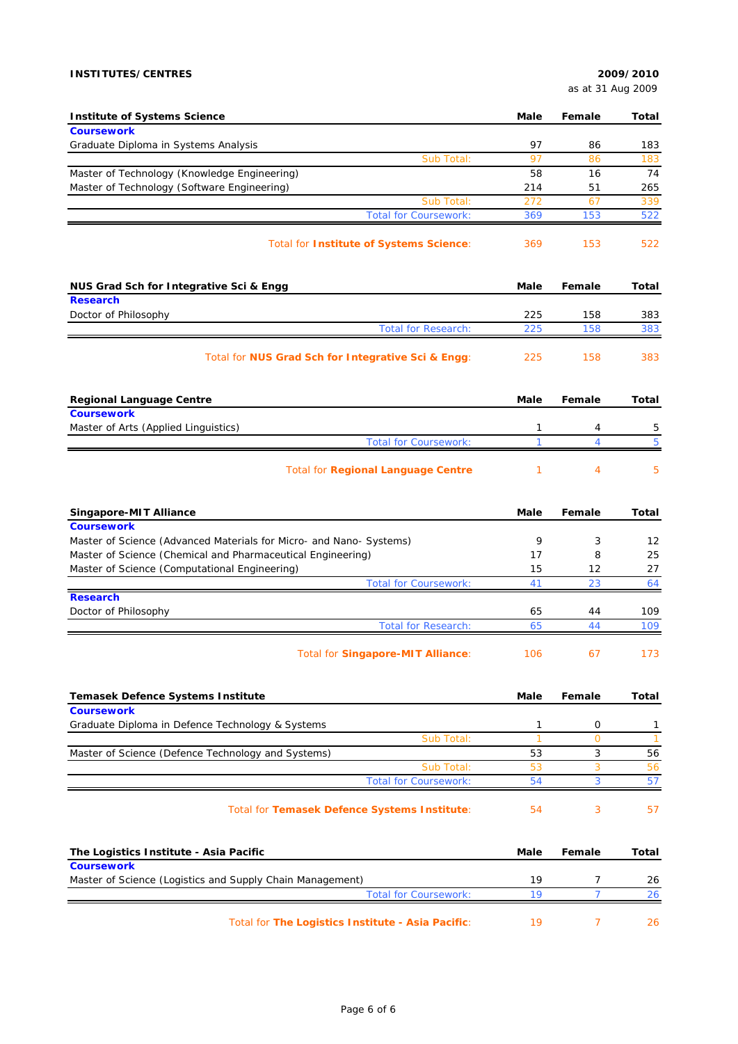**INSTITUTES/CENTRES**

**2009/2010**
as at 31 Aug 2009

| **Institute of Systems Science** | **Male** | **Female** | **Total** |
|---|---|---|---|
| **Coursework** | | | |
| Graduate Diploma in Systems Analysis | 97 | 86 | 183 |
| Sub Total: | 97 | 86 | 183 |
| Master of Technology (Knowledge Engineering) | 58 | 16 | 74 |
| Master of Technology (Software Engineering) | 214 | 51 | 265 |
| Sub Total: | 272 | 67 | 339 |
| Total for Coursework: | 369 | 153 | 522 |
| Total for **Institute of Systems Science**: | 369 | 153 | 522 |

| **NUS Grad Sch for Integrative Sci & Engg** | **Male** | **Female** | **Total** |
|---|---|---|---|
| **Research** | | | |
| Doctor of Philosophy | 225 | 158 | 383 |
| Total for Research: | 225 | 158 | 383 |
| Total for **NUS Grad Sch for Integrative Sci & Engg**: | 225 | 158 | 383 |

| **Regional Language Centre** | **Male** | **Female** | **Total** |
|---|---|---|---|
| **Coursework** | | | |
| Master of Arts (Applied Linguistics) | 1 | 4 | 5 |
| Total for Coursework: | 1 | 4 | 5 |
| Total for **Regional Language Centre** | 1 | 4 | 5 |

| **Singapore-MIT Alliance** | **Male** | **Female** | **Total** |
|---|---|---|---|
| **Coursework** | | | |
| Master of Science (Advanced Materials for Micro- and Nano- Systems) | 9 | 3 | 12 |
| Master of Science (Chemical and Pharmaceutical Engineering) | 17 | 8 | 25 |
| Master of Science (Computational Engineering) | 15 | 12 | 27 |
| Total for Coursework: | 41 | 23 | 64 |
| **Research** | | | |
| Doctor of Philosophy | 65 | 44 | 109 |
| Total for Research: | 65 | 44 | 109 |
| Total for **Singapore-MIT Alliance**: | 106 | 67 | 173 |

| **Temasek Defence Systems Institute** | **Male** | **Female** | **Total** |
|---|---|---|---|
| **Coursework** | | | |
| Graduate Diploma in Defence Technology & Systems | 1 | 0 | 1 |
| Sub Total: | 1 | 0 | 1 |
| Master of Science (Defence Technology and Systems) | 53 | 3 | 56 |
| Sub Total: | 53 | 3 | 56 |
| Total for Coursework: | 54 | 3 | 57 |
| Total for **Temasek Defence Systems Institute**: | 54 | 3 | 57 |

| **The Logistics Institute - Asia Pacific** | **Male** | **Female** | **Total** |
|---|---|---|---|
| **Coursework** | | | |
| Master of Science (Logistics and Supply Chain Management) | 19 | 7 | 26 |
| Total for Coursework: | 19 | 7 | 26 |
| Total for **The Logistics Institute - Asia Pacific**: | 19 | 7 | 26 |